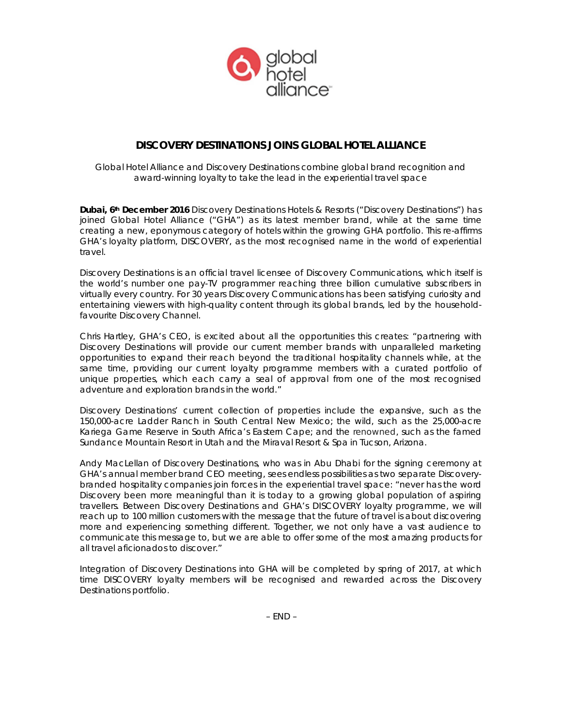# DISCOVERY DESTINATIONS JOINS GLOBAL HOTEL ALLIANCE

*Global Hotel Alliance and Discovery Destinations combine global brand recognition and award-winning loyalty to take the lead in the experiential travel space*

**Dubai, 6th December 2016** Discovery Destinations Hotels & Resorts ("Discovery Destinations") has joined Global Hotel Alliance ("GHA") as its latest member brand, while at the same time creating a new, eponymous category of hotels within the growing GHA portfolio. This re-affirms GHA's loyalty platform, DISCOVERY, as the most recognised name in the world of experiential travel.

Discovery Destinations is an official travel licensee of Discovery Communications, which itself is the world's number one pay-TV programmer reaching three billion cumulative subscribers in virtually every country. For 30 years Discovery Communications has been satisfying curiosity and entertaining viewers with high-quality content through its global brands, led by the household-favourite Discovery Channel.

Chris Hartley, GHA's CEO, is excited about all the opportunities this creates: "partnering with Discovery Destinations will provide our current member brands with unparalleled marketing opportunities to expand their reach beyond the traditional hospitality channels while, at the same time, providing our current loyalty programme members with a curated portfolio of unique properties, which each carry a seal of approval from one of the most recognised adventure and exploration brands in the world."

Discovery Destinations' current collection of properties include the expansive, such as the 150,000-acre Ladder Ranch in South Central New Mexico; the wild, such as the 25,000-acre Kariega Game Reserve in South Africa's Eastern Cape; and the renowned, such as the famed Sundance Mountain Resort in Utah and the Miraval Resort & Spa in Tucson, Arizona.

Andy MacLellan of Discovery Destinations, who was in Abu Dhabi for the signing ceremony at GHA's annual member brand CEO meeting, sees endless possibilities as two separate Discovery-branded hospitality companies join forces in the experiential travel space: "never has the word Discovery been more meaningful than it is today to a growing global population of aspiring travellers. Between Discovery Destinations and GHA's DISCOVERY loyalty programme, we will reach up to 100 million customers with the message that the future of travel is about discovering more and experiencing something different. Together, we not only have a vast audience to communicate this message to, but we are able to offer some of the most amazing products for all travel aficionados to discover."

Integration of Discovery Destinations into GHA will be completed by spring of 2017, at which time DISCOVERY loyalty members will be recognised and rewarded across the Discovery Destinations portfolio.

– END –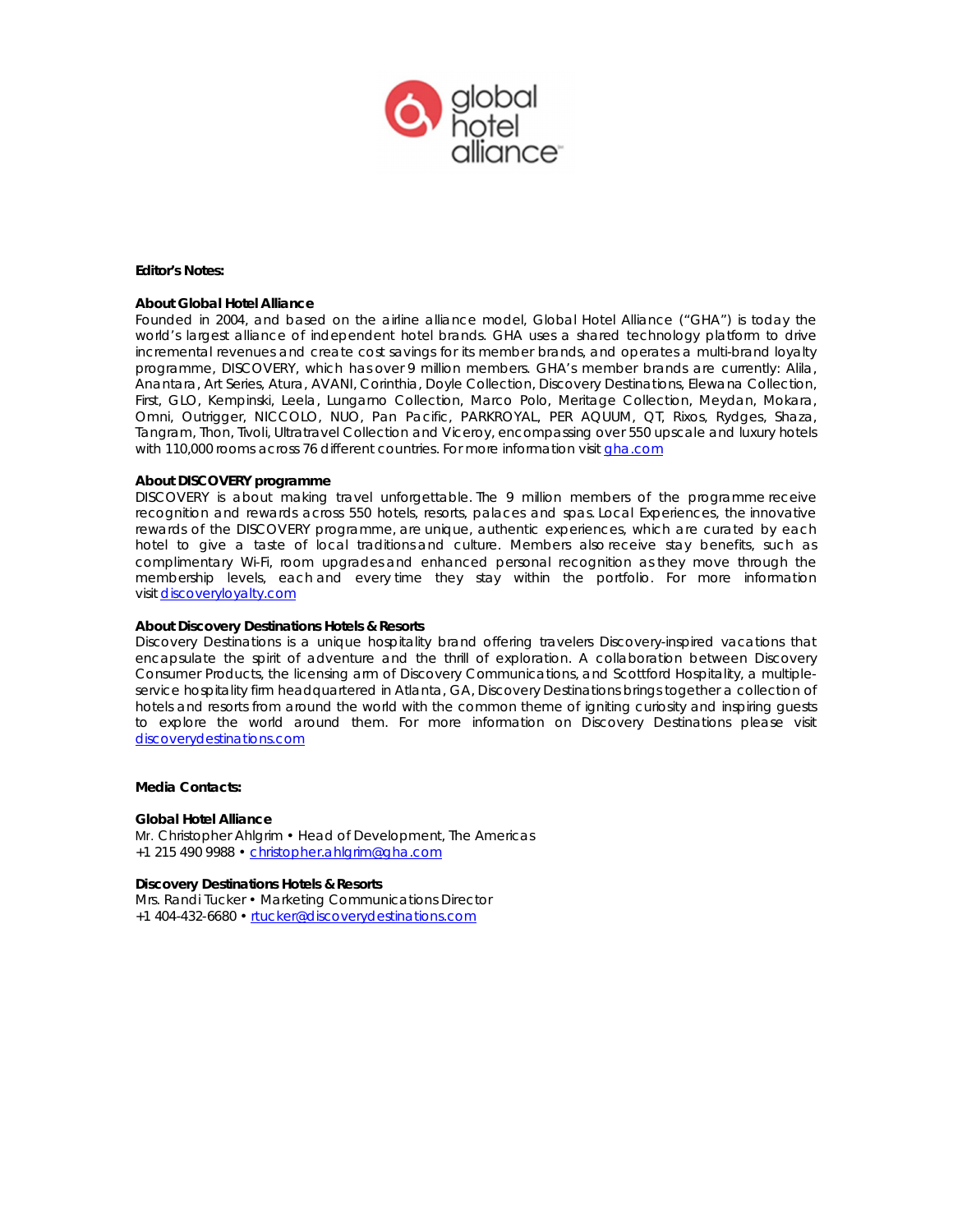**Editor's Notes:**

**About Global Hotel Alliance**

Founded in 2004, and based on the airline alliance model, Global Hotel Alliance ("GHA") is today the world's largest alliance of independent hotel brands. GHA uses a shared technology platform to drive incremental revenues and create cost savings for its member brands, and operates a multi-brand loyalty programme, DISCOVERY, which has over 9 million members. GHA's member brands are currently: Alila, Anantara, Art Series, Atura, AVANI, Corinthia, Doyle Collection, Discovery Destinations, Elewana Collection, First, GLO, Kempinski, Leela, Lungarno Collection, Marco Polo, Meritage Collection, Meydan, Mokara, Omni, Outrigger, NICCOLO, NUO, Pan Pacific, PARKROYAL, PER AQUUM, QT, Rixos, Rydges, Shaza, Tangram, Thon, Tivoli, Ultratravel Collection and Viceroy, encompassing over 550 upscale and luxury hotels with 110,000 rooms across 76 different countries. For more information visit [gha.com](http://gha.com)

**About DISCOVERY programme**

DISCOVERY is about making travel unforgettable. The 9 million members of the programme receive recognition and rewards across 550 hotels, resorts, palaces and spas. Local Experiences, the innovative rewards of the DISCOVERY programme, are unique, authentic experiences, which are curated by each hotel to give a taste of local traditions and culture. Members also receive stay benefits, such as complimentary Wi-Fi, room upgrades and enhanced personal recognition as they move through the membership levels, each and every time they stay within the portfolio. For more information visit [discoveryloyalty.com](http://discoveryloyalty.com)

**About Discovery Destinations Hotels & Resorts**

Discovery Destinations is a unique hospitality brand offering travelers Discovery-inspired vacations that encapsulate the spirit of adventure and the thrill of exploration. A collaboration between Discovery Consumer Products, the licensing arm of Discovery Communications, and Scottford Hospitality, a multiple-service hospitality firm headquartered in Atlanta, GA, Discovery Destinations brings together a collection of hotels and resorts from around the world with the common theme of igniting curiosity and inspiring guests to explore the world around them. For more information on Discovery Destinations please visit [discoverydestinations.com](http://discoverydestinations.com)

**Media Contacts:**

**Global Hotel Alliance**
Mr. Christopher Ahlgrim • Head of Development, The Americas
+1 215 490 9988 • [christopher.ahlgrim@gha.com](mailto:christopher.ahlgrim@gha.com)

**Discovery Destinations Hotels & Resorts**
Mrs. Randi Tucker • Marketing Communications Director
+1 404-432-6680 • [rtucker@discoverydestinations.com](mailto:rtucker@discoverydestinations.com)